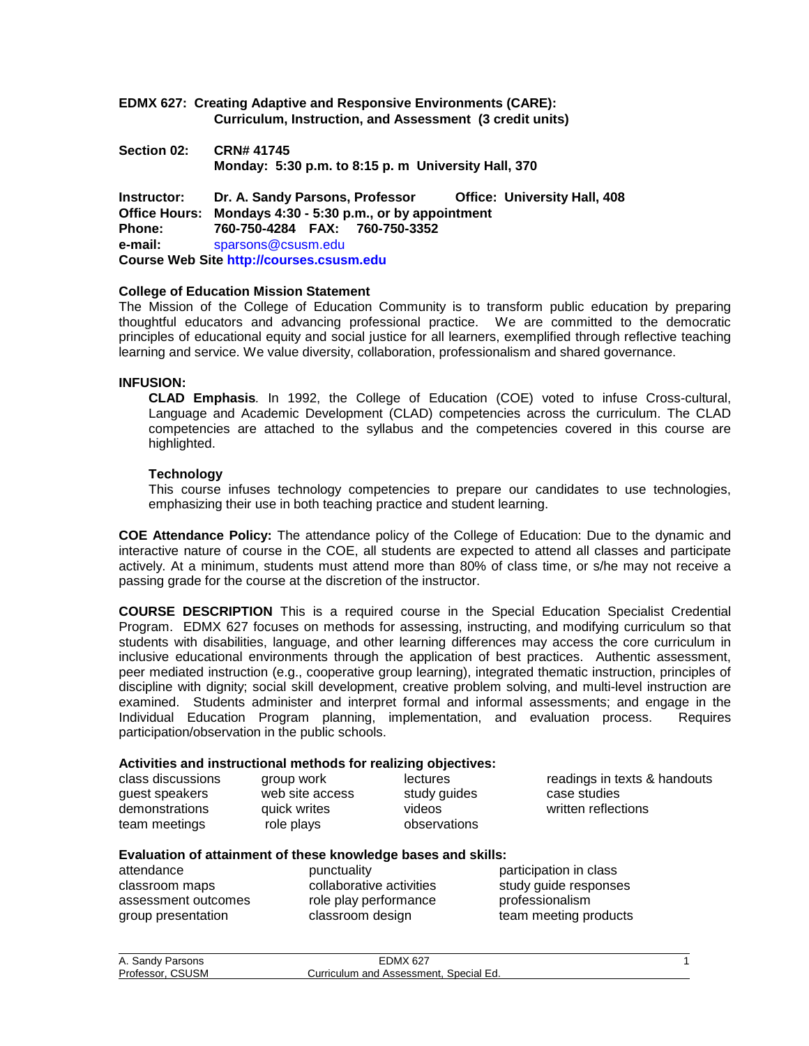**EDMX 627: Creating Adaptive and Responsive Environments (CARE): Curriculum, Instruction, and Assessment (3 credit units)**

**Section 02:** **CRN# 41745**
**Monday: 5:30 p.m. to 8:15 p. m University Hall, 370**

**Instructor:** **Dr. A. Sandy Parsons, Professor** **Office: University Hall, 408**
**Office Hours:** **Mondays 4:30 - 5:30 p.m., or by appointment**
**Phone:** **760-750-4284 FAX: 760-750-3352**
**e-mail:** sparsons@csusm.edu
**Course Web Site http://courses.csusm.edu**

**College of Education Mission Statement**
The Mission of the College of Education Community is to transform public education by preparing thoughtful educators and advancing professional practice. We are committed to the democratic principles of educational equity and social justice for all learners, exemplified through reflective teaching learning and service. We value diversity, collaboration, professionalism and shared governance.

**INFUSION:**

**CLAD Emphasis***.* In 1992, the College of Education (COE) voted to infuse Cross-cultural, Language and Academic Development (CLAD) competencies across the curriculum. The CLAD competencies are attached to the syllabus and the competencies covered in this course are highlighted.

**Technology**
This course infuses technology competencies to prepare our candidates to use technologies, emphasizing their use in both teaching practice and student learning.

**COE Attendance Policy:** The attendance policy of the College of Education: Due to the dynamic and interactive nature of course in the COE, all students are expected to attend all classes and participate actively. At a minimum, students must attend more than 80% of class time, or s/he may not receive a passing grade for the course at the discretion of the instructor.

**COURSE DESCRIPTION** This is a required course in the Special Education Specialist Credential Program. EDMX 627 focuses on methods for assessing, instructing, and modifying curriculum so that students with disabilities, language, and other learning differences may access the core curriculum in inclusive educational environments through the application of best practices. Authentic assessment, peer mediated instruction (e.g., cooperative group learning), integrated thematic instruction, principles of discipline with dignity; social skill development, creative problem solving, and multi-level instruction are examined. Students administer and interpret formal and informal assessments; and engage in the Individual Education Program planning, implementation, and evaluation process. Requires participation/observation in the public schools.

**Activities and instructional methods for realizing objectives:**

| | | | |
|---|---|---|---|
| class discussions | group work | lectures | readings in texts & handouts |
| guest speakers | web site access | study guides | case studies |
| demonstrations | quick writes | videos | written reflections |
| team meetings | role plays | observations | |

**Evaluation of attainment of these knowledge bases and skills:**

| | | |
|---|---|---|
| attendance | punctuality | participation in class |
| classroom maps | collaborative activities | study guide responses |
| assessment outcomes | role play performance | professionalism |
| group presentation | classroom design | team meeting products |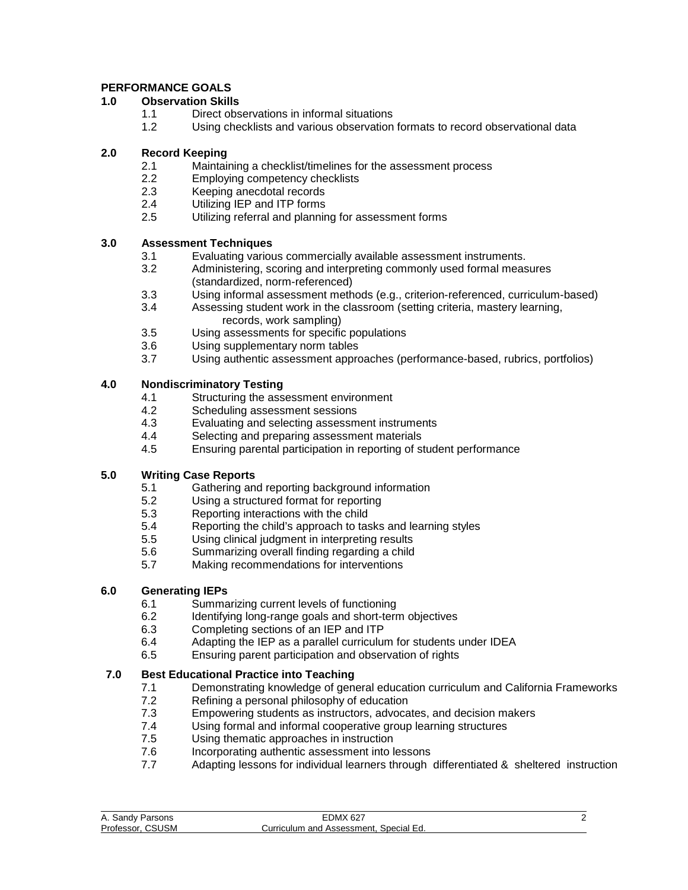## PERFORMANCE GOALS

### 1.0 Observation Skills

- 1.1 Direct observations in informal situations
- 1.2 Using checklists and various observation formats to record observational data

### 2.0 Record Keeping

- 2.1 Maintaining a checklist/timelines for the assessment process
- 2.2 Employing competency checklists
- 2.3 Keeping anecdotal records
- 2.4 Utilizing IEP and ITP forms
- 2.5 Utilizing referral and planning for assessment forms

### 3.0 Assessment Techniques

- 3.1 Evaluating various commercially available assessment instruments.
- 3.2 Administering, scoring and interpreting commonly used formal measures (standardized, norm-referenced)
- 3.3 Using informal assessment methods (e.g., criterion-referenced, curriculum-based)
- 3.4 Assessing student work in the classroom (setting criteria, mastery learning, records, work sampling)
- 3.5 Using assessments for specific populations
- 3.6 Using supplementary norm tables
- 3.7 Using authentic assessment approaches (performance-based, rubrics, portfolios)

### 4.0 Nondiscriminatory Testing

- 4.1 Structuring the assessment environment
- 4.2 Scheduling assessment sessions
- 4.3 Evaluating and selecting assessment instruments
- 4.4 Selecting and preparing assessment materials
- 4.5 Ensuring parental participation in reporting of student performance

### 5.0 Writing Case Reports

- 5.1 Gathering and reporting background information
- 5.2 Using a structured format for reporting
- 5.3 Reporting interactions with the child
- 5.4 Reporting the child's approach to tasks and learning styles
- 5.5 Using clinical judgment in interpreting results
- 5.6 Summarizing overall finding regarding a child
- 5.7 Making recommendations for interventions

### 6.0 Generating IEPs

- 6.1 Summarizing current levels of functioning
- 6.2 Identifying long-range goals and short-term objectives
- 6.3 Completing sections of an IEP and ITP
- 6.4 Adapting the IEP as a parallel curriculum for students under IDEA
- 6.5 Ensuring parent participation and observation of rights

### 7.0 Best Educational Practice into Teaching

- 7.1 Demonstrating knowledge of general education curriculum and California Frameworks
- 7.2 Refining a personal philosophy of education
- 7.3 Empowering students as instructors, advocates, and decision makers
- 7.4 Using formal and informal cooperative group learning structures
- 7.5 Using thematic approaches in instruction
- 7.6 Incorporating authentic assessment into lessons
- 7.7 Adapting lessons for individual learners through differentiated & sheltered instruction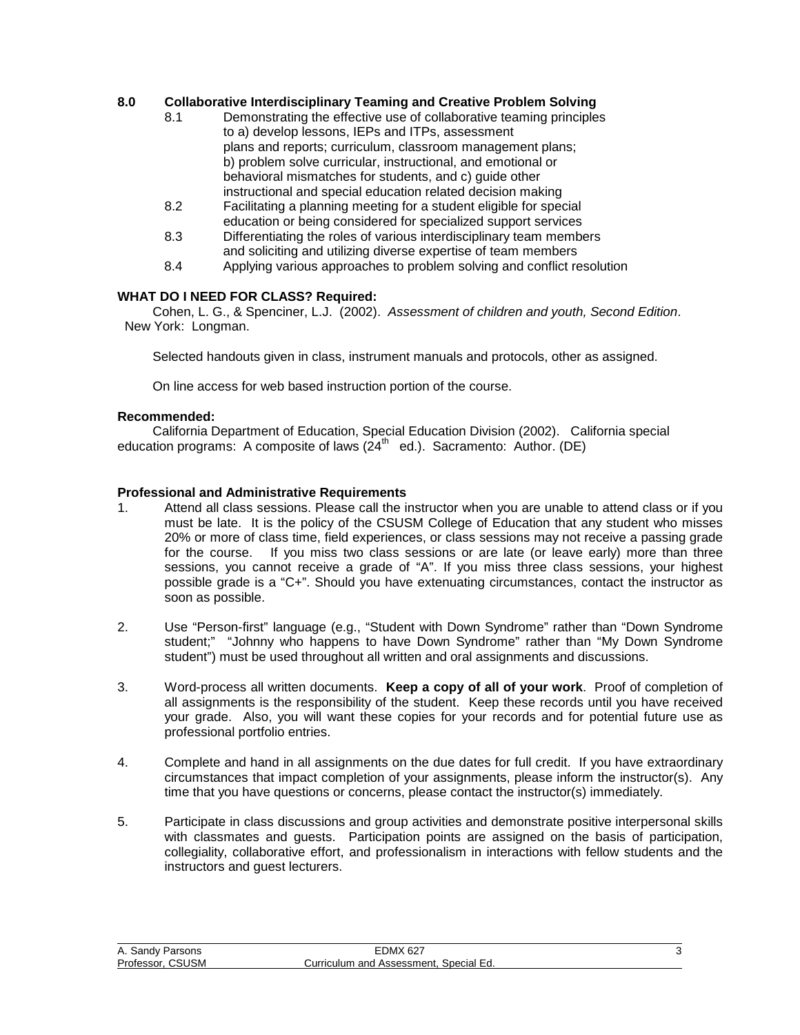**8.0 Collaborative Interdisciplinary Teaming and Creative Problem Solving**

- 8.1 Demonstrating the effective use of collaborative teaming principles to a) develop lessons, IEPs and ITPs, assessment plans and reports; curriculum, classroom management plans; b) problem solve curricular, instructional, and emotional or behavioral mismatches for students, and c) guide other instructional and special education related decision making
- 8.2 Facilitating a planning meeting for a student eligible for special education or being considered for specialized support services
- 8.3 Differentiating the roles of various interdisciplinary team members and soliciting and utilizing diverse expertise of team members
- 8.4 Applying various approaches to problem solving and conflict resolution

**WHAT DO I NEED FOR CLASS? Required:**

Cohen, L. G., & Spenciner, L.J. (2002). *Assessment of children and youth, Second Edition*. New York: Longman.

Selected handouts given in class, instrument manuals and protocols, other as assigned.

On line access for web based instruction portion of the course.

**Recommended:**

California Department of Education, Special Education Division (2002). California special education programs: A composite of laws (24th ed.). Sacramento: Author. (DE)

**Professional and Administrative Requirements**

1. Attend all class sessions. Please call the instructor when you are unable to attend class or if you must be late. It is the policy of the CSUSM College of Education that any student who misses 20% or more of class time, field experiences, or class sessions may not receive a passing grade for the course. If you miss two class sessions or are late (or leave early) more than three sessions, you cannot receive a grade of "A". If you miss three class sessions, your highest possible grade is a "C+". Should you have extenuating circumstances, contact the instructor as soon as possible.

2. Use "Person-first" language (e.g., "Student with Down Syndrome" rather than "Down Syndrome student;" "Johnny who happens to have Down Syndrome" rather than "My Down Syndrome student") must be used throughout all written and oral assignments and discussions.

3. Word-process all written documents. **Keep a copy of all of your work**. Proof of completion of all assignments is the responsibility of the student. Keep these records until you have received your grade. Also, you will want these copies for your records and for potential future use as professional portfolio entries.

4. Complete and hand in all assignments on the due dates for full credit. If you have extraordinary circumstances that impact completion of your assignments, please inform the instructor(s). Any time that you have questions or concerns, please contact the instructor(s) immediately.

5. Participate in class discussions and group activities and demonstrate positive interpersonal skills with classmates and guests. Participation points are assigned on the basis of participation, collegiality, collaborative effort, and professionalism in interactions with fellow students and the instructors and guest lecturers.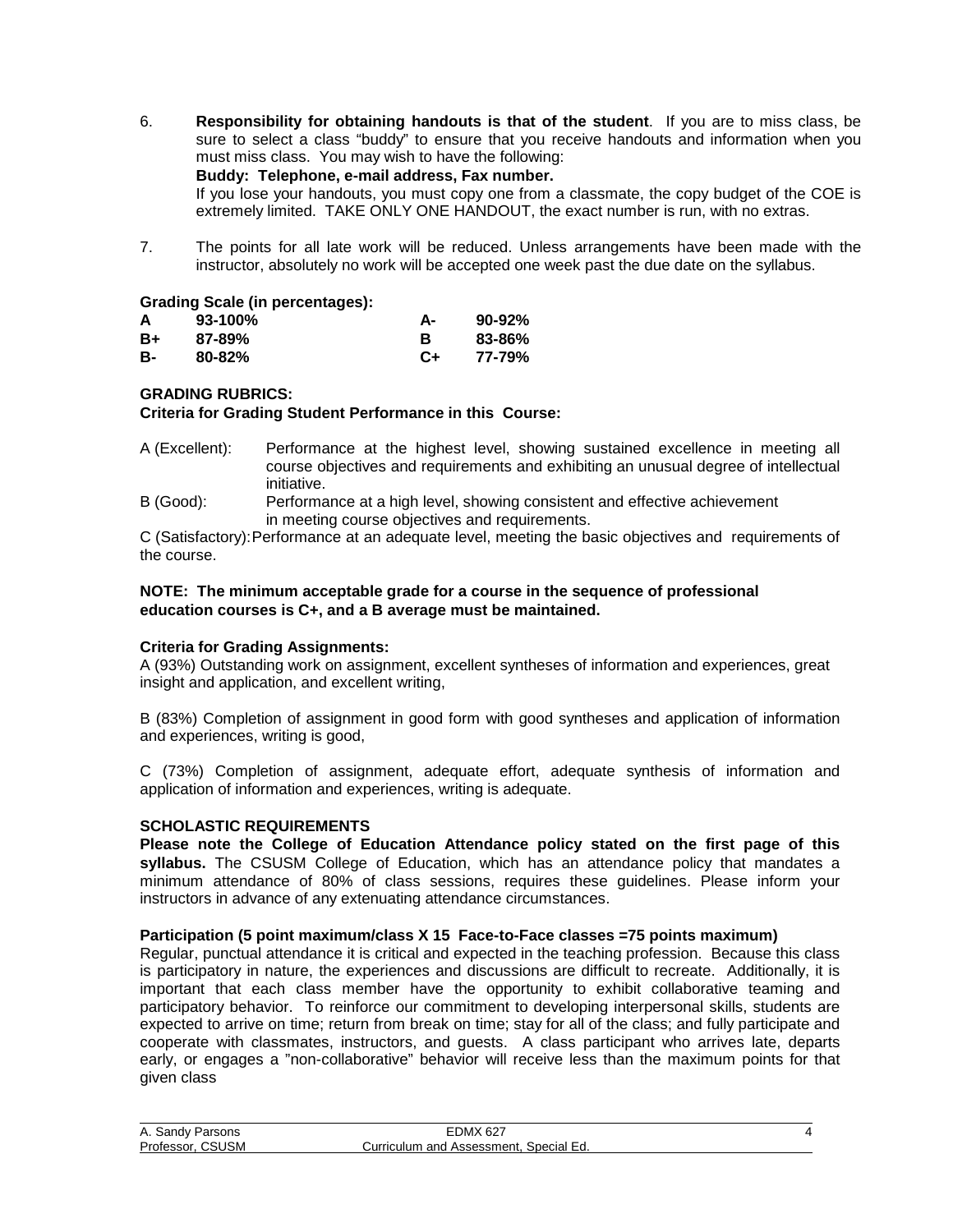6. **Responsibility for obtaining handouts is that of the student**. If you are to miss class, be sure to select a class "buddy" to ensure that you receive handouts and information when you must miss class. You may wish to have the following:
   **Buddy: Telephone, e-mail address, Fax number.**
   If you lose your handouts, you must copy one from a classmate, the copy budget of the COE is extremely limited. TAKE ONLY ONE HANDOUT, the exact number is run, with no extras.

7. The points for all late work will be reduced. Unless arrangements have been made with the instructor, absolutely no work will be accepted one week past the due date on the syllabus.

**Grading Scale (in percentages):**

| | | | |
|---|---|---|---|
| **A** | **93-100%** | **A-** | **90-92%** |
| **B+** | **87-89%** | **B** | **83-86%** |
| **B-** | **80-82%** | **C+** | **77-79%** |

**GRADING RUBRICS:**
**Criteria for Grading Student Performance in this Course:**

A (Excellent): Performance at the highest level, showing sustained excellence in meeting all course objectives and requirements and exhibiting an unusual degree of intellectual initiative.

B (Good): Performance at a high level, showing consistent and effective achievement in meeting course objectives and requirements.

C (Satisfactory): Performance at an adequate level, meeting the basic objectives and requirements of the course.

**NOTE: The minimum acceptable grade for a course in the sequence of professional education courses is C+, and a B average must be maintained.**

**Criteria for Grading Assignments:**
A (93%) Outstanding work on assignment, excellent syntheses of information and experiences, great insight and application, and excellent writing,

B (83%) Completion of assignment in good form with good syntheses and application of information and experiences, writing is good,

C (73%) Completion of assignment, adequate effort, adequate synthesis of information and application of information and experiences, writing is adequate.

**SCHOLASTIC REQUIREMENTS**
**Please note the College of Education Attendance policy stated on the first page of this syllabus.** The CSUSM College of Education, which has an attendance policy that mandates a minimum attendance of 80% of class sessions, requires these guidelines. Please inform your instructors in advance of any extenuating attendance circumstances.

**Participation (5 point maximum/class X 15 Face-to-Face classes =75 points maximum)**
Regular, punctual attendance it is critical and expected in the teaching profession. Because this class is participatory in nature, the experiences and discussions are difficult to recreate. Additionally, it is important that each class member have the opportunity to exhibit collaborative teaming and participatory behavior. To reinforce our commitment to developing interpersonal skills, students are expected to arrive on time; return from break on time; stay for all of the class; and fully participate and cooperate with classmates, instructors, and guests. A class participant who arrives late, departs early, or engages a "non-collaborative" behavior will receive less than the maximum points for that given class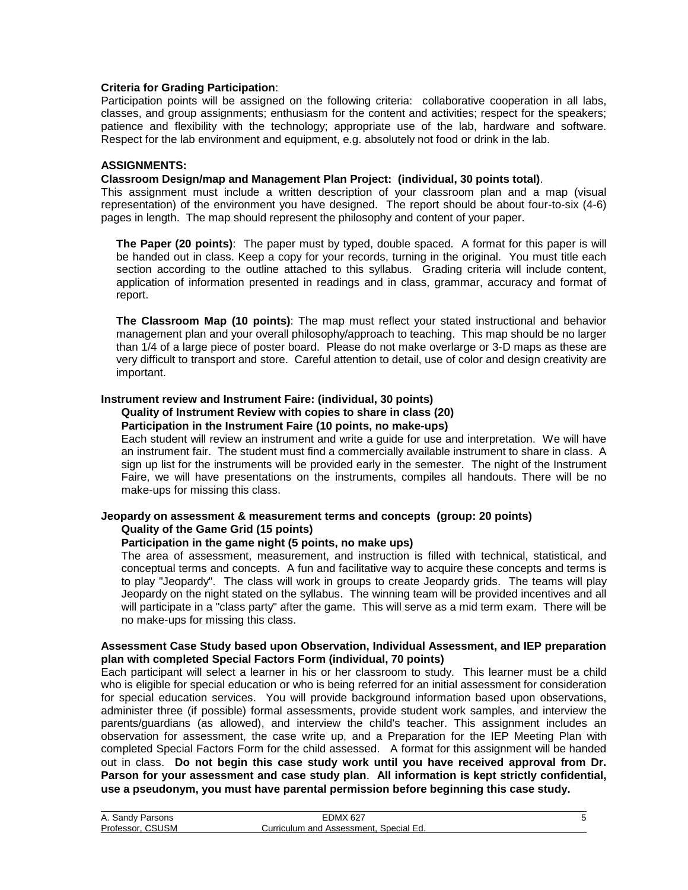**Criteria for Grading Participation**:
Participation points will be assigned on the following criteria: collaborative cooperation in all labs, classes, and group assignments; enthusiasm for the content and activities; respect for the speakers; patience and flexibility with the technology; appropriate use of the lab, hardware and software. Respect for the lab environment and equipment, e.g. absolutely not food or drink in the lab.

**ASSIGNMENTS:**

**Classroom Design/map and Management Plan Project: (individual, 30 points total)**.
This assignment must include a written description of your classroom plan and a map (visual representation) of the environment you have designed. The report should be about four-to-six (4-6) pages in length. The map should represent the philosophy and content of your paper.

**The Paper (20 points)**: The paper must by typed, double spaced. A format for this paper is will be handed out in class. Keep a copy for your records, turning in the original. You must title each section according to the outline attached to this syllabus. Grading criteria will include content, application of information presented in readings and in class, grammar, accuracy and format of report.

**The Classroom Map (10 points)**: The map must reflect your stated instructional and behavior management plan and your overall philosophy/approach to teaching. This map should be no larger than 1/4 of a large piece of poster board. Please do not make overlarge or 3-D maps as these are very difficult to transport and store. Careful attention to detail, use of color and design creativity are important.

**Instrument review and Instrument Faire: (individual, 30 points)**
**Quality of Instrument Review with copies to share in class (20)**
**Participation in the Instrument Faire (10 points, no make-ups)**
Each student will review an instrument and write a guide for use and interpretation. We will have an instrument fair. The student must find a commercially available instrument to share in class. A sign up list for the instruments will be provided early in the semester. The night of the Instrument Faire, we will have presentations on the instruments, compiles all handouts. There will be no make-ups for missing this class.

**Jeopardy on assessment & measurement terms and concepts (group: 20 points)**
**Quality of the Game Grid (15 points)**
**Participation in the game night (5 points, no make ups)**
The area of assessment, measurement, and instruction is filled with technical, statistical, and conceptual terms and concepts. A fun and facilitative way to acquire these concepts and terms is to play "Jeopardy". The class will work in groups to create Jeopardy grids. The teams will play Jeopardy on the night stated on the syllabus. The winning team will be provided incentives and all will participate in a "class party" after the game. This will serve as a mid term exam. There will be no make-ups for missing this class.

**Assessment Case Study based upon Observation, Individual Assessment, and IEP preparation plan with completed Special Factors Form (individual, 70 points)**
Each participant will select a learner in his or her classroom to study. This learner must be a child who is eligible for special education or who is being referred for an initial assessment for consideration for special education services. You will provide background information based upon observations, administer three (if possible) formal assessments, provide student work samples, and interview the parents/guardians (as allowed), and interview the child's teacher. This assignment includes an observation for assessment, the case write up, and a Preparation for the IEP Meeting Plan with completed Special Factors Form for the child assessed. A format for this assignment will be handed out in class. **Do not begin this case study work until you have received approval from Dr. Parson for your assessment and case study plan**. **All information is kept strictly confidential, use a pseudonym, you must have parental permission before beginning this case study.**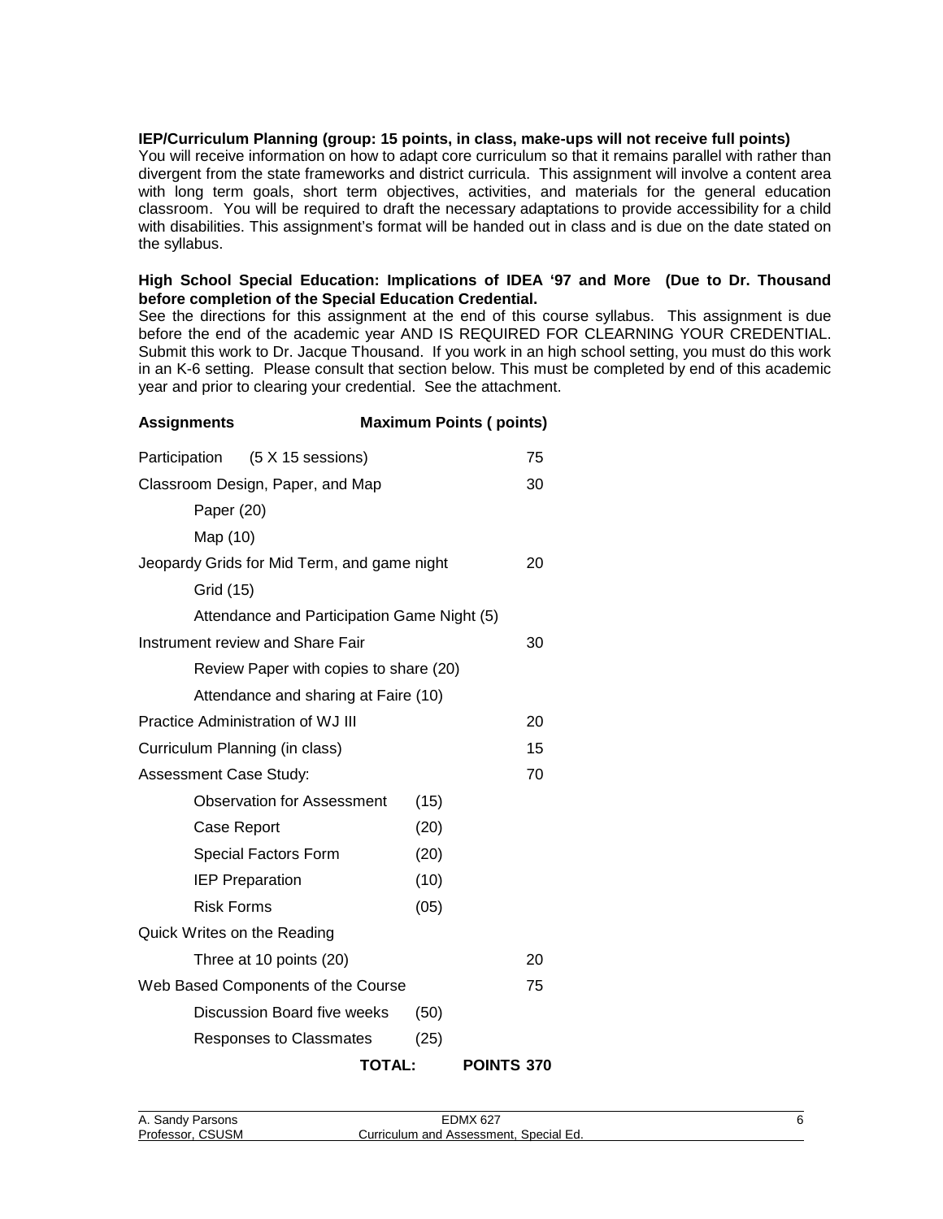**IEP/Curriculum Planning (group: 15 points, in class, make-ups will not receive full points)**
You will receive information on how to adapt core curriculum so that it remains parallel with rather than divergent from the state frameworks and district curricula. This assignment will involve a content area with long term goals, short term objectives, activities, and materials for the general education classroom. You will be required to draft the necessary adaptations to provide accessibility for a child with disabilities. This assignment's format will be handed out in class and is due on the date stated on the syllabus.

**High School Special Education: Implications of IDEA '97 and More (Due to Dr. Thousand before completion of the Special Education Credential.**
See the directions for this assignment at the end of this course syllabus. This assignment is due before the end of the academic year AND IS REQUIRED FOR CLEARNING YOUR CREDENTIAL. Submit this work to Dr. Jacque Thousand. If you work in an high school setting, you must do this work in an K-6 setting. Please consult that section below. This must be completed by end of this academic year and prior to clearing your credential. See the attachment.

| **Assignments** | | **Maximum Points ( points)** |
|---|---|---|
| Participation (5 X 15 sessions) | | 75 |
| Classroom Design, Paper, and Map | | 30 |
| Paper (20) | | |
| Map (10) | | |
| Jeopardy Grids for Mid Term, and game night | | 20 |
| Grid (15) | | |
| Attendance and Participation Game Night (5) | | |
| Instrument review and Share Fair | | 30 |
| Review Paper with copies to share (20) | | |
| Attendance and sharing at Faire (10) | | |
| Practice Administration of WJ III | | 20 |
| Curriculum Planning (in class) | | 15 |
| Assessment Case Study: | | 70 |
| Observation for Assessment | (15) | |
| Case Report | (20) | |
| Special Factors Form | (20) | |
| IEP Preparation | (10) | |
| Risk Forms | (05) | |
| Quick Writes on the Reading | | |
| Three at 10 points (20) | | 20 |
| Web Based Components of the Course | | 75 |
| Discussion Board five weeks | (50) | |
| Responses to Classmates | (25) | |
| **TOTAL:** | | **POINTS 370** |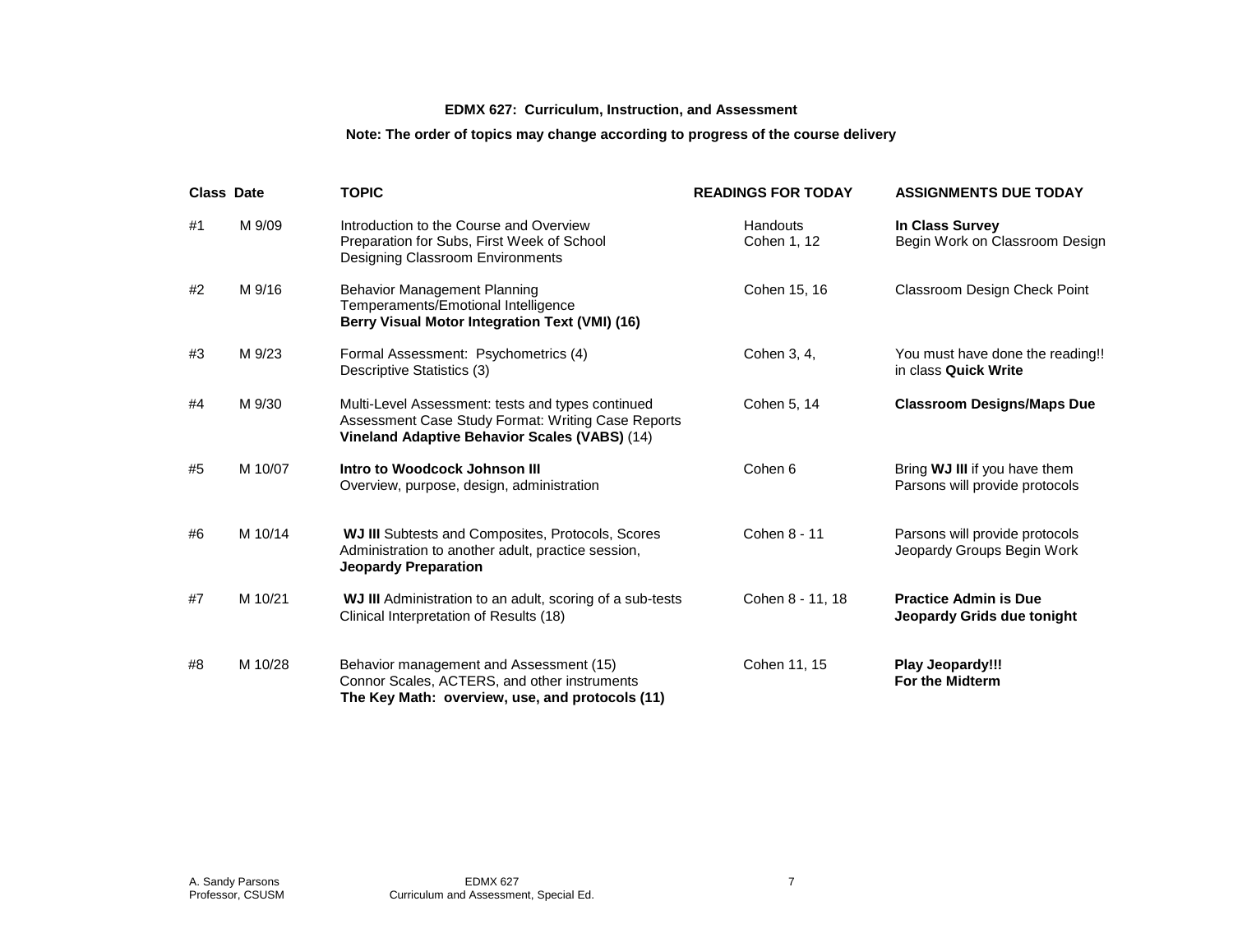**EDMX 627: Curriculum, Instruction, and Assessment**

**Note: The order of topics may change according to progress of the course delivery**

| Class | Date | TOPIC | READINGS FOR TODAY | ASSIGNMENTS DUE TODAY |
|---|---|---|---|---|
| #1 | M 9/09 | Introduction to the Course and Overview<br>Preparation for Subs, First Week of School<br>Designing Classroom Environments | Handouts<br>Cohen 1, 12 | **In Class Survey**<br>Begin Work on Classroom Design |
| #2 | M 9/16 | Behavior Management Planning<br>Temperaments/Emotional Intelligence<br>**Berry Visual Motor Integration Text (VMI) (16)** | Cohen 15, 16 | Classroom Design Check Point |
| #3 | M 9/23 | Formal Assessment: Psychometrics (4)<br>Descriptive Statistics (3) | Cohen 3, 4, | You must have done the reading!!<br>in class **Quick Write** |
| #4 | M 9/30 | Multi-Level Assessment: tests and types continued<br>Assessment Case Study Format: Writing Case Reports<br>**Vineland Adaptive Behavior Scales (VABS)** (14) | Cohen 5, 14 | **Classroom Designs/Maps Due** |
| #5 | M 10/07 | **Intro to Woodcock Johnson III**<br>Overview, purpose, design, administration | Cohen 6 | Bring **WJ III** if you have them<br>Parsons will provide protocols |
| #6 | M 10/14 | **WJ III** Subtests and Composites, Protocols, Scores<br>Administration to another adult, practice session,<br>**Jeopardy Preparation** | Cohen 8 - 11 | Parsons will provide protocols<br>Jeopardy Groups Begin Work |
| #7 | M 10/21 | **WJ III** Administration to an adult, scoring of a sub-tests<br>Clinical Interpretation of Results (18) | Cohen 8 - 11, 18 | **Practice Admin is Due**<br>**Jeopardy Grids due tonight** |
| #8 | M 10/28 | Behavior management and Assessment (15)<br>Connor Scales, ACTERS, and other instruments<br>**The Key Math: overview, use, and protocols (11)** | Cohen 11, 15 | **Play Jeopardy!!!**<br>**For the Midterm** |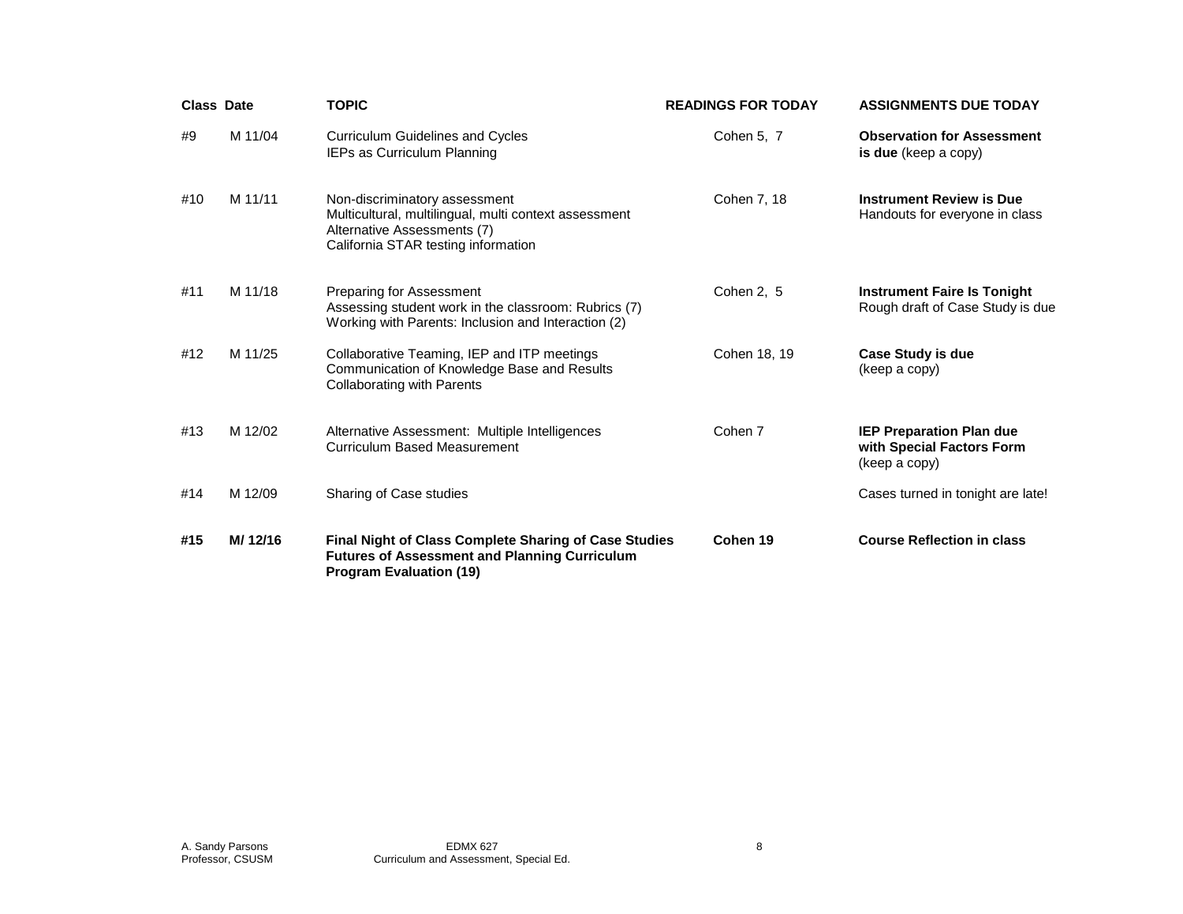| Class | Date | TOPIC | READINGS FOR TODAY | ASSIGNMENTS DUE TODAY |
|---|---|---|---|---|
| #9 | M 11/04 | Curriculum Guidelines and Cycles<br>IEPs as Curriculum Planning | Cohen 5, 7 | **Observation for Assessment is due** (keep a copy) |
| #10 | M 11/11 | Non-discriminatory assessment<br>Multicultural, multilingual, multi context assessment<br>Alternative Assessments (7)<br>California STAR testing information | Cohen 7, 18 | **Instrument Review is Due**<br>Handouts for everyone in class |
| #11 | M 11/18 | Preparing for Assessment<br>Assessing student work in the classroom: Rubrics (7)<br>Working with Parents: Inclusion and Interaction (2) | Cohen 2, 5 | **Instrument Faire Is Tonight**<br>Rough draft of Case Study is due |
| #12 | M 11/25 | Collaborative Teaming, IEP and ITP meetings<br>Communication of Knowledge Base and Results<br>Collaborating with Parents | Cohen 18, 19 | **Case Study is due**<br>(keep a copy) |
| #13 | M 12/02 | Alternative Assessment: Multiple Intelligences<br>Curriculum Based Measurement | Cohen 7 | **IEP Preparation Plan due with Special Factors Form**<br>(keep a copy) |
| #14 | M 12/09 | Sharing of Case studies | | Cases turned in tonight are late! |
| **#15** | **M/ 12/16** | **Final Night of Class Complete Sharing of Case Studies**<br>**Futures of Assessment and Planning Curriculum**<br>**Program Evaluation (19)** | **Cohen 19** | **Course Reflection in class** |